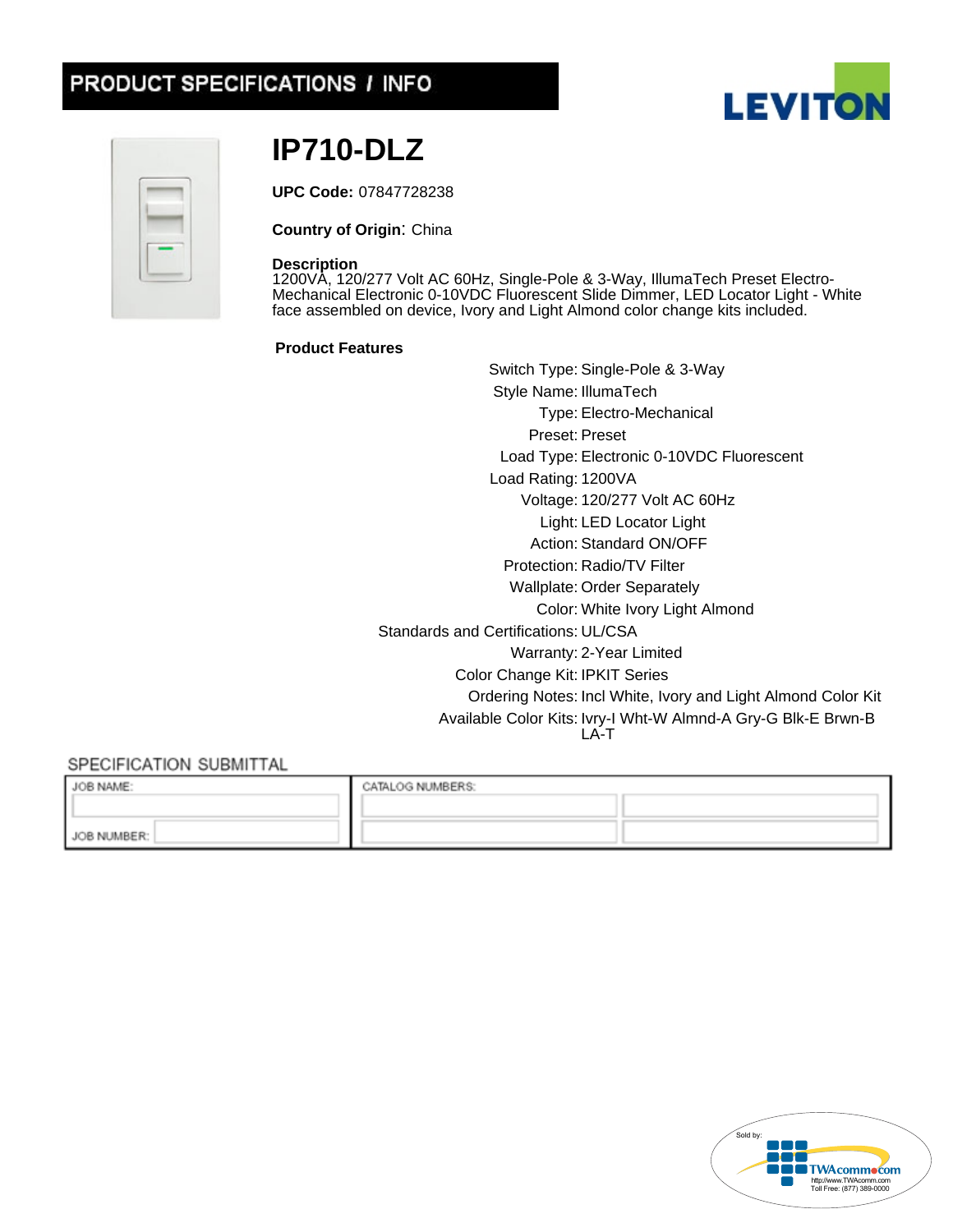# PRODUCT SPECIFICATIONS / INFO

LEVITON

## IP710-DLZ

**UPC Code:** 07847728238

**Country of Origin**: China

**Description**
1200VA, 120/277 Volt AC 60Hz, Single-Pole & 3-Way, IllumaTech Preset Electro-Mechanical Electronic 0-10VDC Fluorescent Slide Dimmer, LED Locator Light - White face assembled on device, Ivory and Light Almond color change kits included.

**Product Features**

| | |
|---|---|
| Switch Type: | Single-Pole & 3-Way |
| Style Name: | IllumaTech |
| Type: | Electro-Mechanical |
| Preset: | Preset |
| Load Type: | Electronic 0-10VDC Fluorescent |
| Load Rating: | 1200VA |
| Voltage: | 120/277 Volt AC 60Hz |
| Light: | LED Locator Light |
| Action: | Standard ON/OFF |
| Protection: | Radio/TV Filter |
| Wallplate: | Order Separately |
| Color: | White Ivory Light Almond |
| Standards and Certifications: | UL/CSA |
| Warranty: | 2-Year Limited |
| Color Change Kit: | IPKIT Series |
| Ordering Notes: | Incl White, Ivory and Light Almond Color Kit |
| Available Color Kits: | Ivry-I Wht-W Almnd-A Gry-G Blk-E Brwn-B LA-T |

## SPECIFICATION SUBMITTAL

| JOB NAME: | CATALOG NUMBERS: | |
|---|---|---|
| | | |
| JOB NUMBER: | | |

Sold by: TWAcomm.com
http://www.TWAcomm.com
Toll Free: (877) 389-0000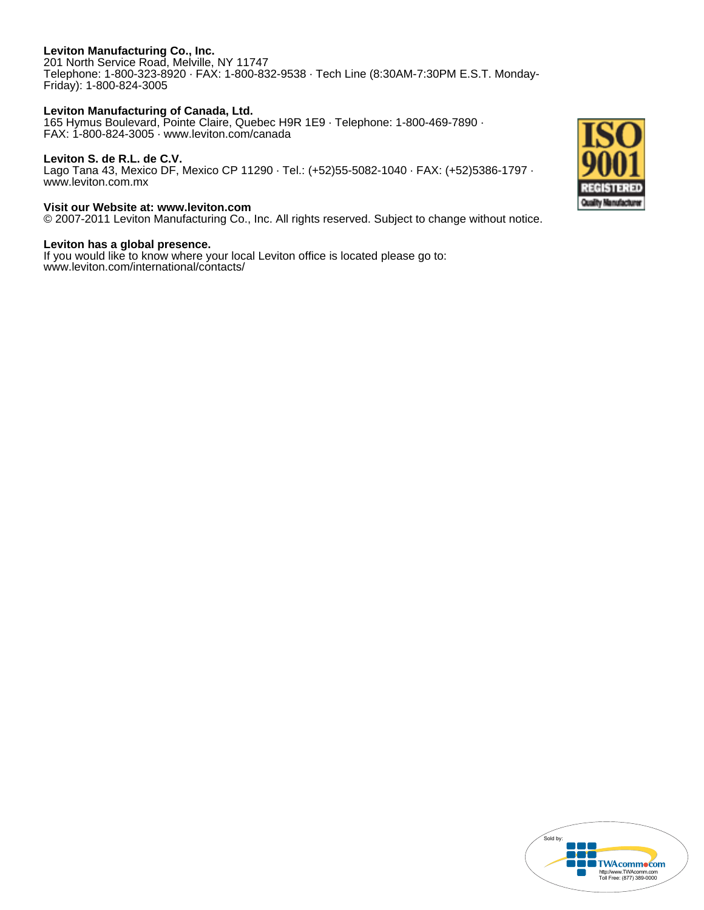**Leviton Manufacturing Co., Inc.**
201 North Service Road, Melville, NY 11747
Telephone: 1-800-323-8920 · FAX: 1-800-832-9538 · Tech Line (8:30AM-7:30PM E.S.T. Monday-Friday): 1-800-824-3005

**Leviton Manufacturing of Canada, Ltd.**
165 Hymus Boulevard, Pointe Claire, Quebec H9R 1E9 · Telephone: 1-800-469-7890 · FAX: 1-800-824-3005 · www.leviton.com/canada

**Leviton S. de R.L. de C.V.**
Lago Tana 43, Mexico DF, Mexico CP 11290 · Tel.: (+52)55-5082-1040 · FAX: (+52)5386-1797 · www.leviton.com.mx

**Visit our Website at: www.leviton.com**
© 2007-2011 Leviton Manufacturing Co., Inc. All rights reserved. Subject to change without notice.

**Leviton has a global presence.**
If you would like to know where your local Leviton office is located please go to: www.leviton.com/international/contacts/

ISO 9001 REGISTERED Quality Manufacturer

Sold by: TWAcomm.com
http://www.TWAcomm.com
Toll Free: (877) 389-0000